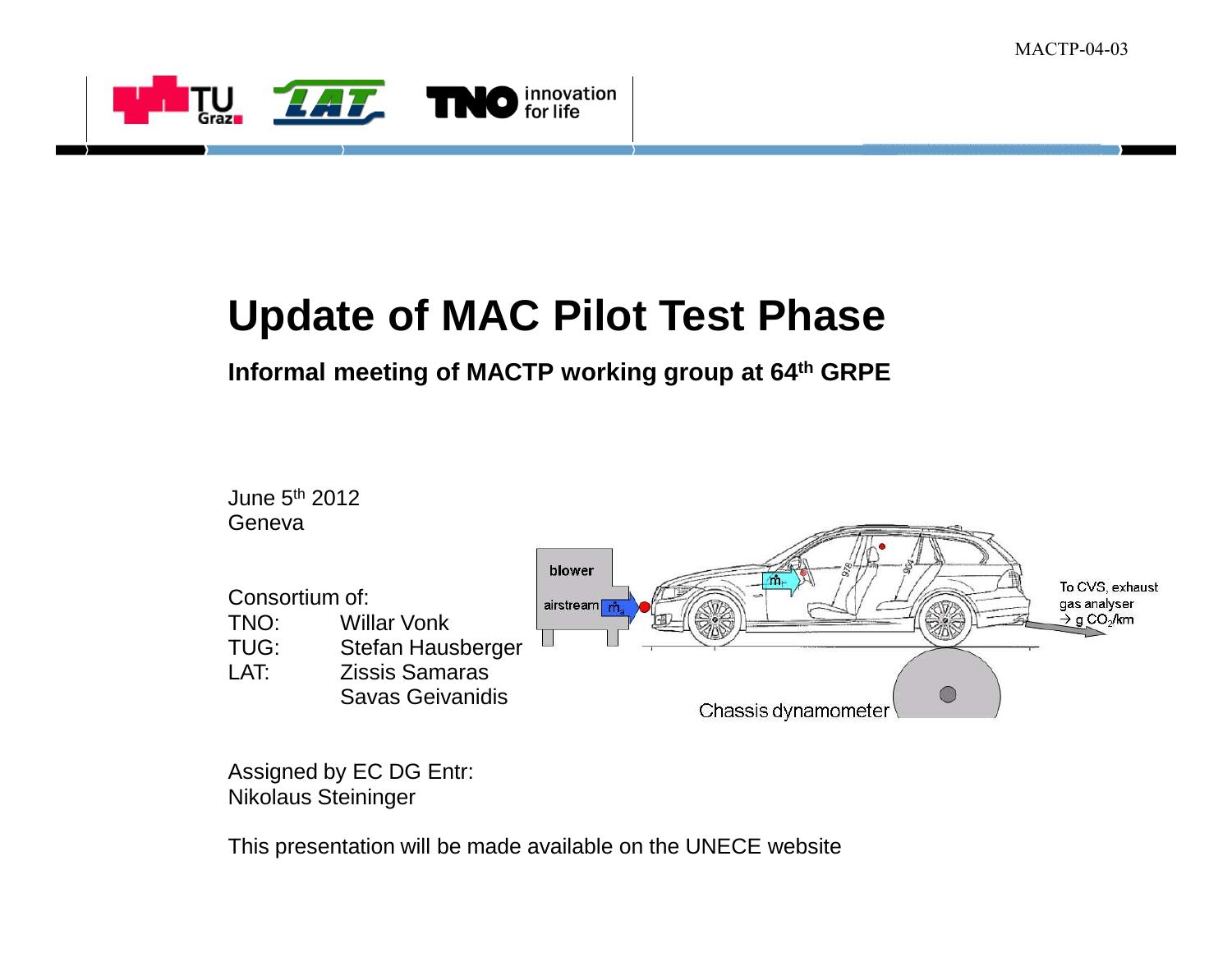MACTP-04-03

# Update of MAC Pilot Test Phase

**Informal meeting of MACTP working group at 64th GRPE**

June 5th 2012
Geneva

Consortium of:

| | |
|---|---|
| TNO: | Willar Vonk |
| TUG: | Stefan Hausberger |
| LAT: | Zissis Samaras |
| | Savas Geivanidis |

Assigned by EC DG Entr:
Nikolaus Steininger

This presentation will be made available on the UNECE website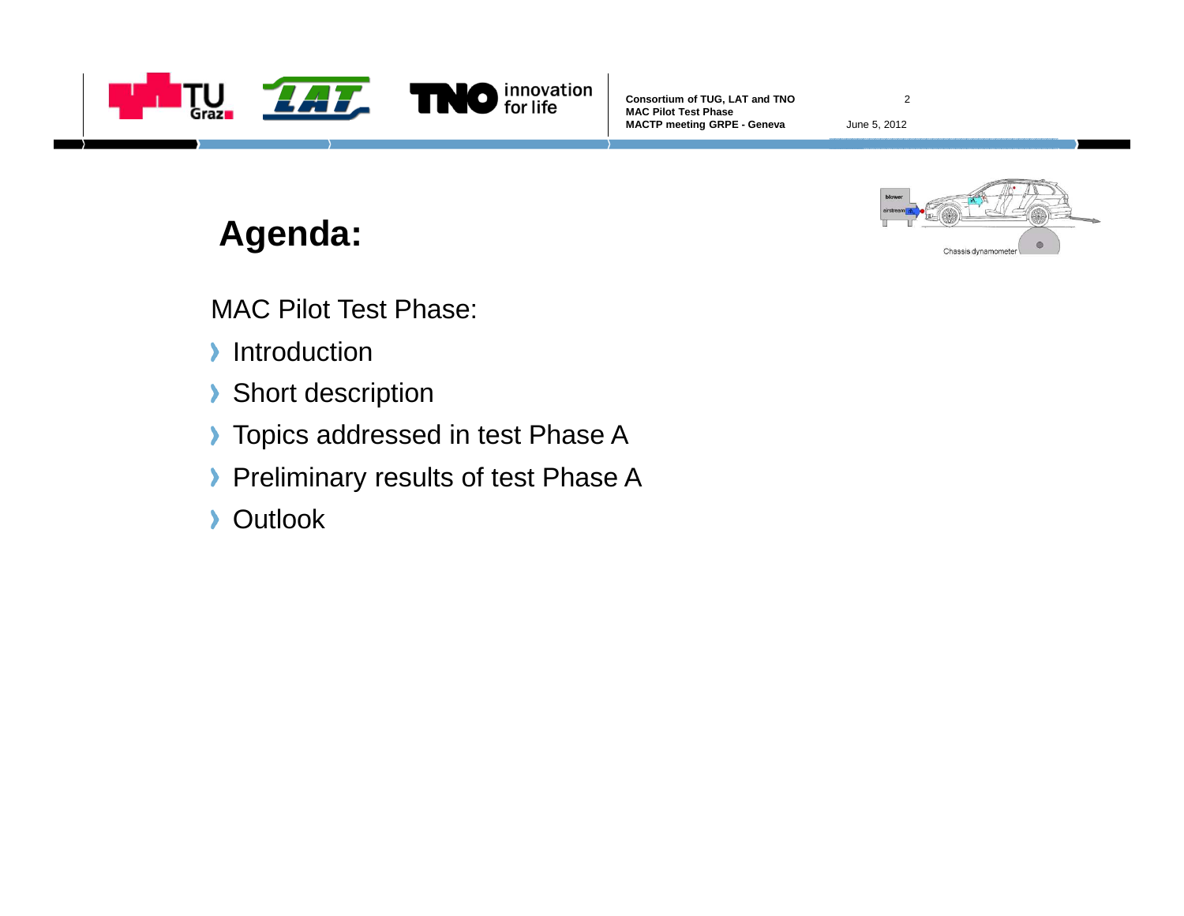# Agenda:

MAC Pilot Test Phase:

- Introduction
- Short description
- Topics addressed in test Phase A
- Preliminary results of test Phase A
- Outlook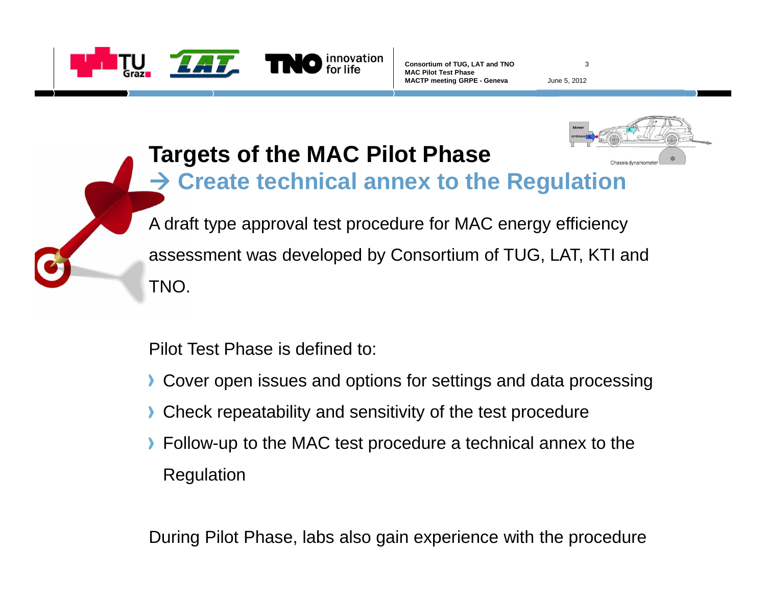# Targets of the MAC Pilot Phase

## → Create technical annex to the Regulation

A draft type approval test procedure for MAC energy efficiency assessment was developed by Consortium of TUG, LAT, KTI and TNO.

Pilot Test Phase is defined to:

- Cover open issues and options for settings and data processing
- Check repeatability and sensitivity of the test procedure
- Follow-up to the MAC test procedure a technical annex to the Regulation

During Pilot Phase, labs also gain experience with the procedure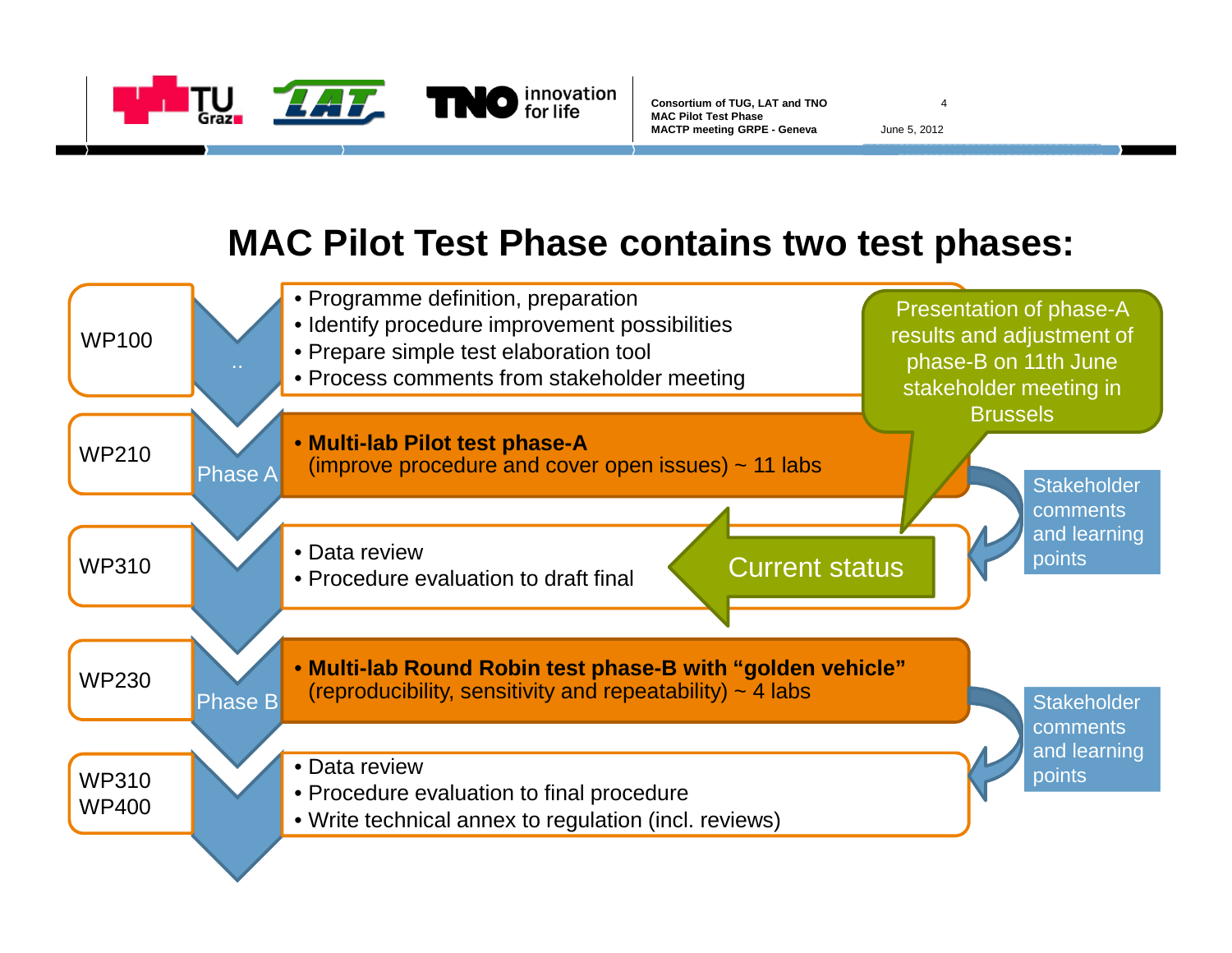# MAC Pilot Test Phase contains two test phases:

| WP | Phase | Content |
|---|---|---|
| WP100 | .. | • Programme definition, preparation<br>• Identify procedure improvement possibilities<br>• Prepare simple test elaboration tool<br>• Process comments from stakeholder meeting |
| WP210 | Phase A | • **Multi-lab Pilot test phase-A**<br>(improve procedure and cover open issues) ~ 11 labs |
| WP310 | | • Data review<br>• Procedure evaluation to draft final |
| WP230 | Phase B | • **Multi-lab Round Robin test phase-B with "golden vehicle"**<br>(reproducibility, sensitivity and repeatability) ~ 4 labs |
| WP310<br>WP400 | | • Data review<br>• Procedure evaluation to final procedure<br>• Write technical annex to regulation (incl. reviews) |

Presentation of phase-A results and adjustment of phase-B on 11th June stakeholder meeting in Brussels

Current status (WP310, after phase A)

Stakeholder comments and learning points (after WP210 and after WP230)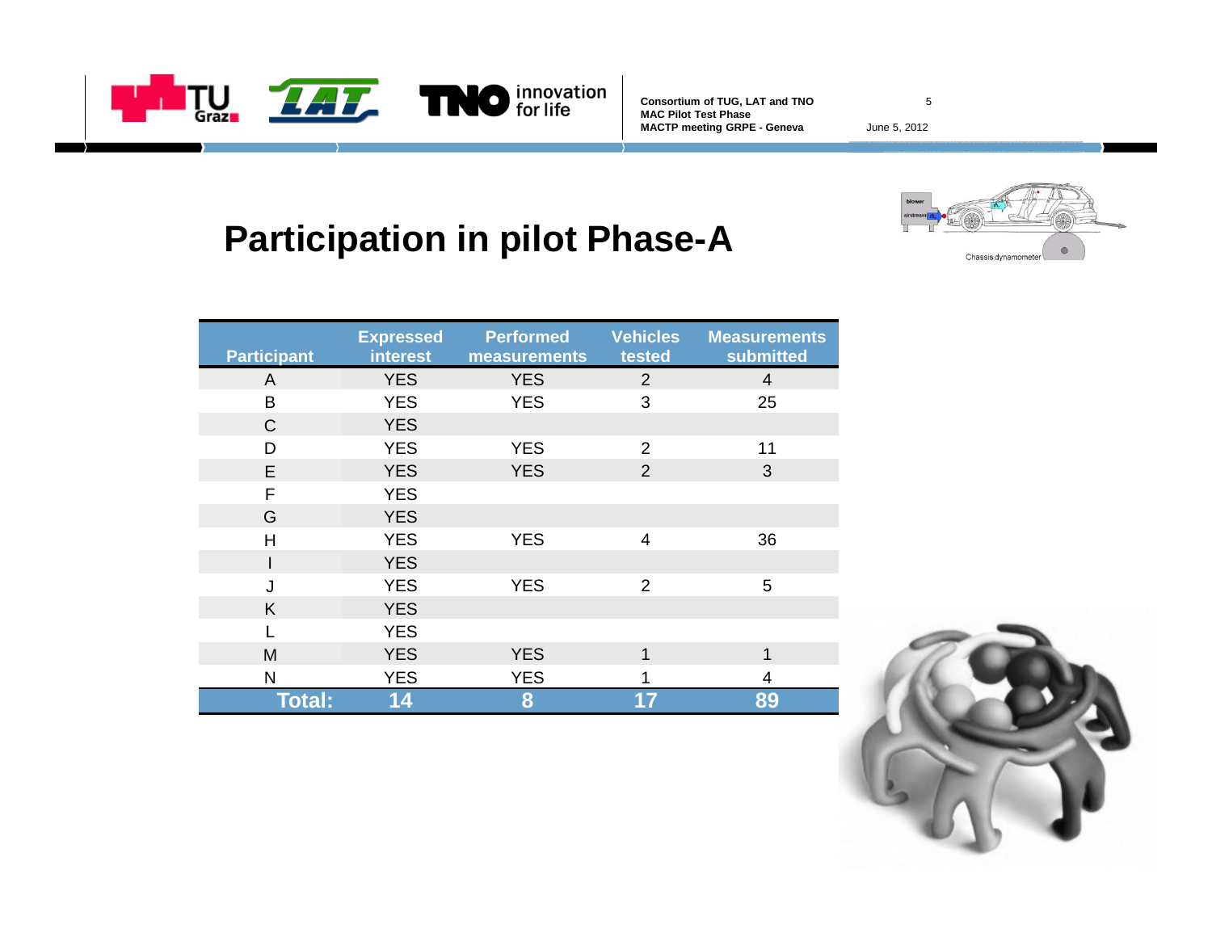# Participation in pilot Phase-A

| Participant | Expressed interest | Performed measurements | Vehicles tested | Measurements submitted |
|---|---|---|---|---|
| A | YES | YES | 2 | 4 |
| B | YES | YES | 3 | 25 |
| C | YES | | | |
| D | YES | YES | 2 | 11 |
| E | YES | YES | 2 | 3 |
| F | YES | | | |
| G | YES | | | |
| H | YES | YES | 4 | 36 |
| I | YES | | | |
| J | YES | YES | 2 | 5 |
| K | YES | | | |
| L | YES | | | |
| M | YES | YES | 1 | 1 |
| N | YES | YES | 1 | 4 |
| **Total:** | **14** | **8** | **17** | **89** |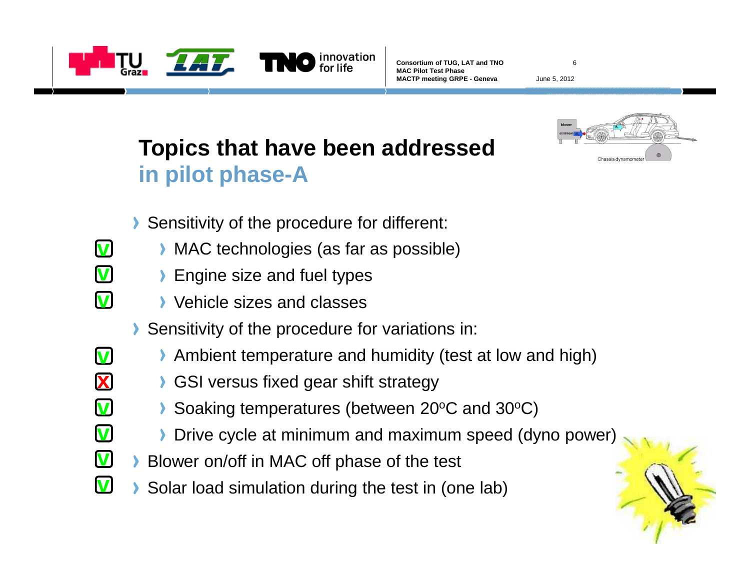# Topics that have been addressed in pilot phase-A

- Sensitivity of the procedure for different:
  - [V] MAC technologies (as far as possible)
  - [V] Engine size and fuel types
  - [V] Vehicle sizes and classes
- Sensitivity of the procedure for variations in:
  - [V] Ambient temperature and humidity (test at low and high)
  - [X] GSI versus fixed gear shift strategy
  - [V] Soaking temperatures (between 20ºC and 30ºC)
  - [V] Drive cycle at minimum and maximum speed (dyno power)
- [V] Blower on/off in MAC off phase of the test
- [V] Solar load simulation during the test in (one lab)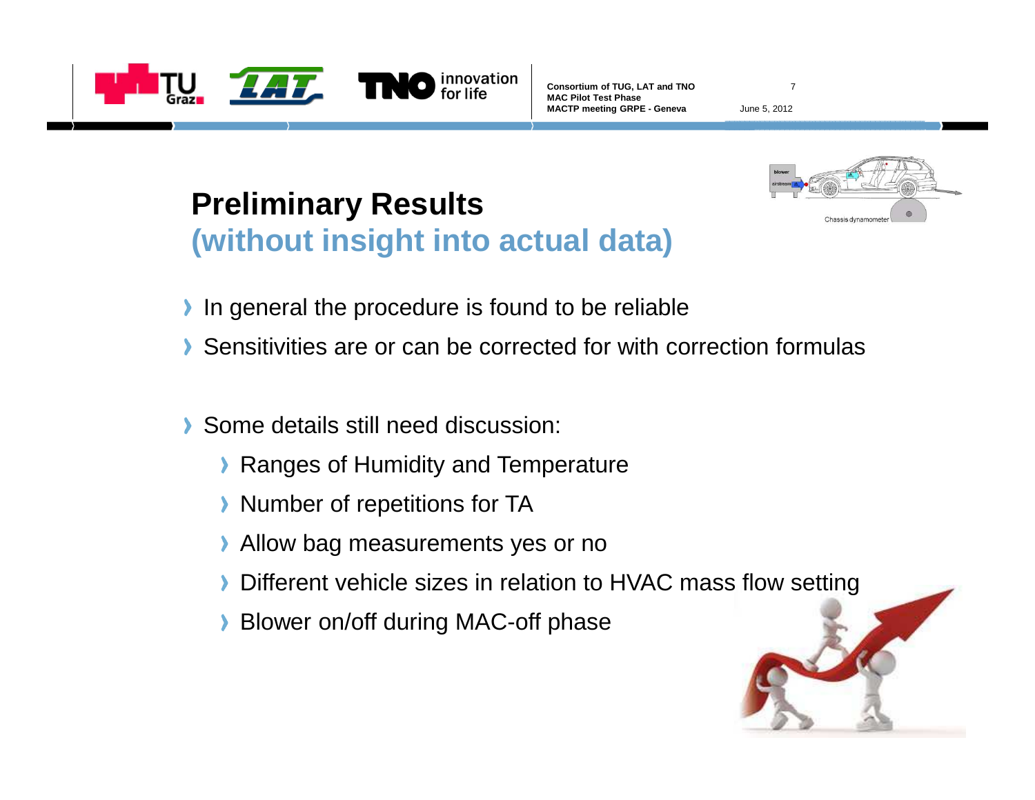# Preliminary Results

## (without insight into actual data)

- In general the procedure is found to be reliable
- Sensitivities are or can be corrected for with correction formulas

- Some details still need discussion:
  - Ranges of Humidity and Temperature
  - Number of repetitions for TA
  - Allow bag measurements yes or no
  - Different vehicle sizes in relation to HVAC mass flow setting
  - Blower on/off during MAC-off phase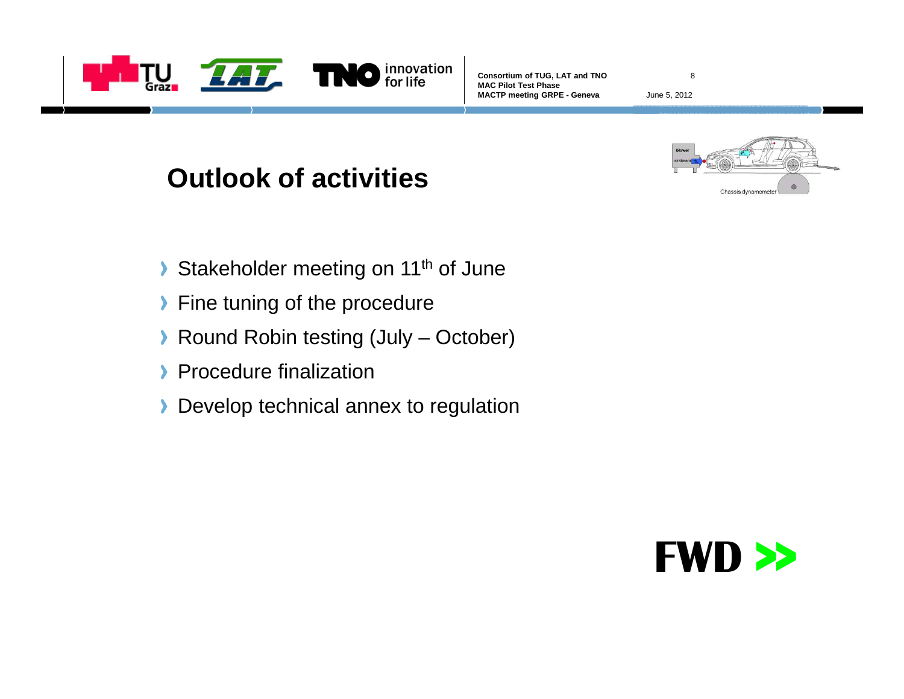# Outlook of activities

- Stakeholder meeting on 11th of June
- Fine tuning of the procedure
- Round Robin testing (July – October)
- Procedure finalization
- Develop technical annex to regulation

FWD >>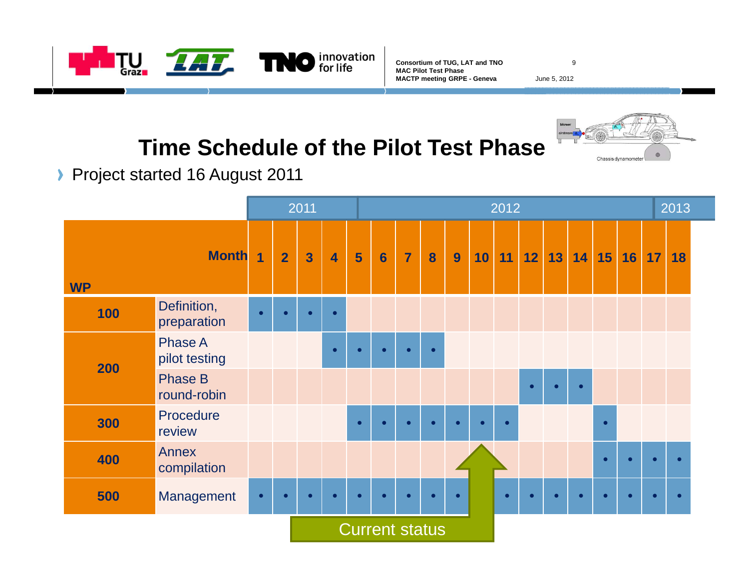# Time Schedule of the Pilot Test Phase

- Project started 16 August 2011

| WP | Month | 1 | 2 | 3 | 4 | 5 | 6 | 7 | 8 | 9 | 10 | 11 | 12 | 13 | 14 | 15 | 16 | 17 | 18 |
|---|---|---|---|---|---|---|---|---|---|---|---|---|---|---|---|---|---|---|---|
| | | 2011 | | | | | 2012 | | | | | | | | | | | 2013 | |
| 100 | Definition, preparation | • | • | • | • | | | | | | | | | | | | | | |
| 200 | Phase A pilot testing | | | | • | • | • | • | • | | | | | | | | | | |
| | Phase B round-robin | | | | | | | | | | | | • | • | • | | | | |
| 300 | Procedure review | | | | | • | • | • | • | • | • | • | | | | • | | | |
| 400 | Annex compilation | | | | | | | | | | | | | | | • | • | • | • |
| 500 | Management | • | • | • | • | • | • | • | • | • | • | • | • | • | • | • | • | • | • |

Current status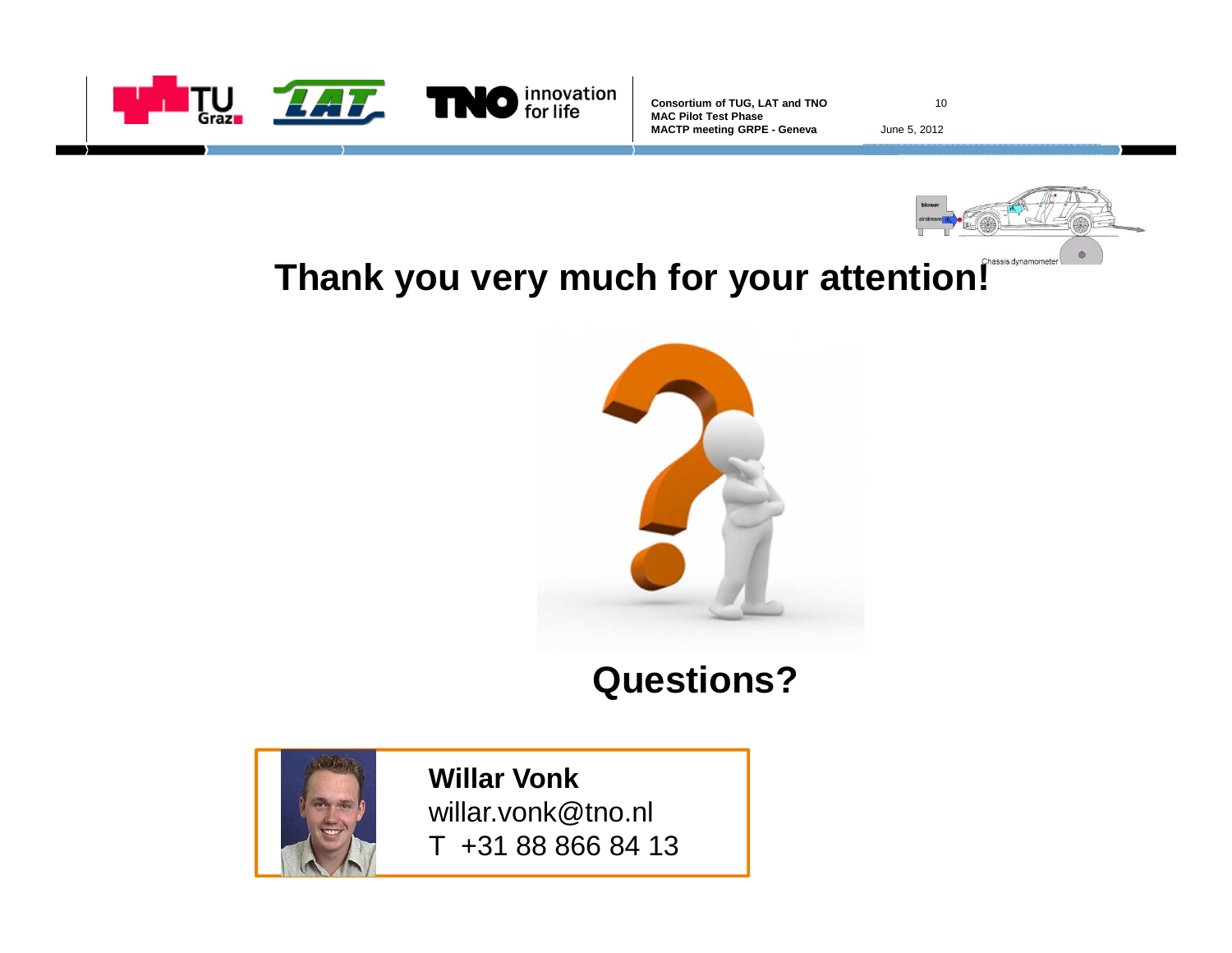# Thank you very much for your attention!

## Questions?

**Willar Vonk**
willar.vonk@tno.nl
T +31 88 866 84 13